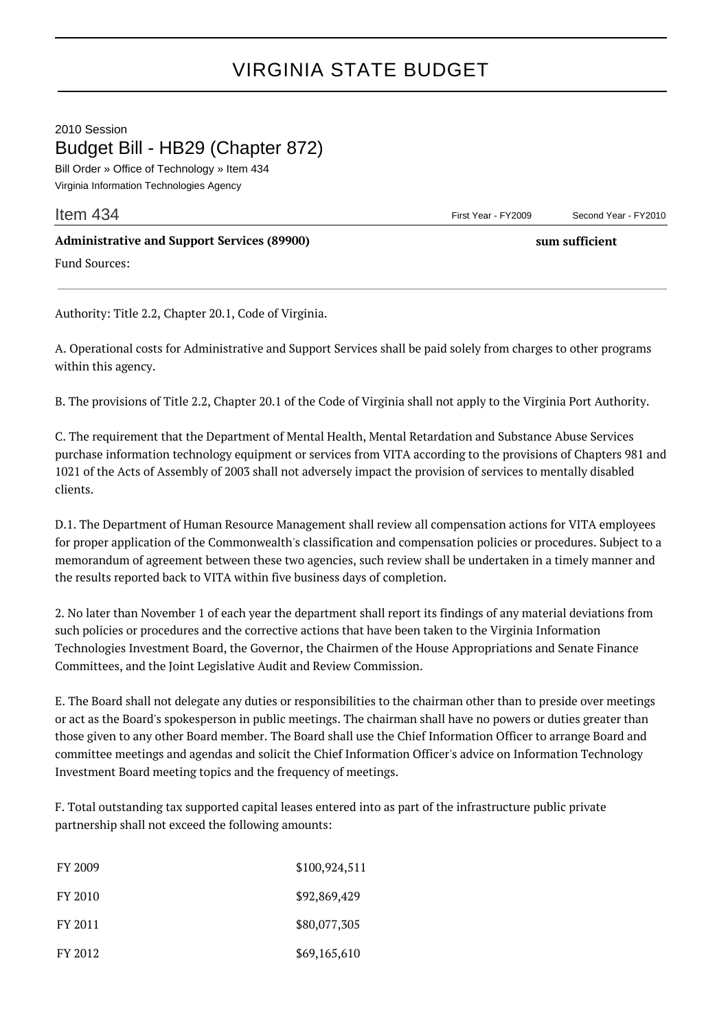# VIRGINIA STATE BUDGET

2010 Session

## Budget Bill - HB29 (Chapter 872)

Bill Order » Office of Technology » Item 434

Virginia Information Technologies Agency

| Item 434 | First Year - FY2009 | Second Year - FY2010 |
|---|---|---|
| **Administrative and Support Services (89900)** | | **sum sufficient** |
| Fund Sources: | | |

Authority: Title 2.2, Chapter 20.1, Code of Virginia.

A. Operational costs for Administrative and Support Services shall be paid solely from charges to other programs within this agency.

B. The provisions of Title 2.2, Chapter 20.1 of the Code of Virginia shall not apply to the Virginia Port Authority.

C. The requirement that the Department of Mental Health, Mental Retardation and Substance Abuse Services purchase information technology equipment or services from VITA according to the provisions of Chapters 981 and 1021 of the Acts of Assembly of 2003 shall not adversely impact the provision of services to mentally disabled clients.

D.1. The Department of Human Resource Management shall review all compensation actions for VITA employees for proper application of the Commonwealth's classification and compensation policies or procedures. Subject to a memorandum of agreement between these two agencies, such review shall be undertaken in a timely manner and the results reported back to VITA within five business days of completion.

2. No later than November 1 of each year the department shall report its findings of any material deviations from such policies or procedures and the corrective actions that have been taken to the Virginia Information Technologies Investment Board, the Governor, the Chairmen of the House Appropriations and Senate Finance Committees, and the Joint Legislative Audit and Review Commission.

E. The Board shall not delegate any duties or responsibilities to the chairman other than to preside over meetings or act as the Board's spokesperson in public meetings. The chairman shall have no powers or duties greater than those given to any other Board member. The Board shall use the Chief Information Officer to arrange Board and committee meetings and agendas and solicit the Chief Information Officer's advice on Information Technology Investment Board meeting topics and the frequency of meetings.

F. Total outstanding tax supported capital leases entered into as part of the infrastructure public private partnership shall not exceed the following amounts:

| | |
|---|---|
| FY 2009 | $100,924,511 |
| FY 2010 | $92,869,429 |
| FY 2011 | $80,077,305 |
| FY 2012 | $69,165,610 |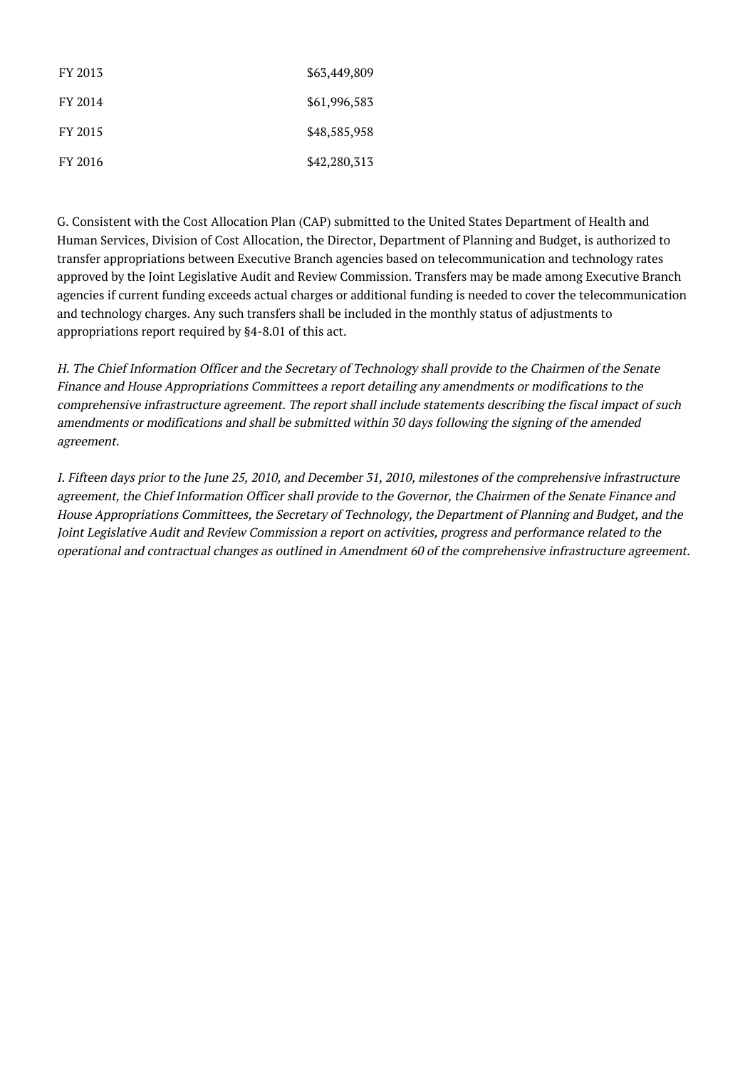| | |
|---|---|
| FY 2013 | $63,449,809 |
| FY 2014 | $61,996,583 |
| FY 2015 | $48,585,958 |
| FY 2016 | $42,280,313 |

G. Consistent with the Cost Allocation Plan (CAP) submitted to the United States Department of Health and Human Services, Division of Cost Allocation, the Director, Department of Planning and Budget, is authorized to transfer appropriations between Executive Branch agencies based on telecommunication and technology rates approved by the Joint Legislative Audit and Review Commission. Transfers may be made among Executive Branch agencies if current funding exceeds actual charges or additional funding is needed to cover the telecommunication and technology charges. Any such transfers shall be included in the monthly status of adjustments to appropriations report required by §4-8.01 of this act.

*H. The Chief Information Officer and the Secretary of Technology shall provide to the Chairmen of the Senate Finance and House Appropriations Committees a report detailing any amendments or modifications to the comprehensive infrastructure agreement. The report shall include statements describing the fiscal impact of such amendments or modifications and shall be submitted within 30 days following the signing of the amended agreement.*

*I. Fifteen days prior to the June 25, 2010, and December 31, 2010, milestones of the comprehensive infrastructure agreement, the Chief Information Officer shall provide to the Governor, the Chairmen of the Senate Finance and House Appropriations Committees, the Secretary of Technology, the Department of Planning and Budget, and the Joint Legislative Audit and Review Commission a report on activities, progress and performance related to the operational and contractual changes as outlined in Amendment 60 of the comprehensive infrastructure agreement.*